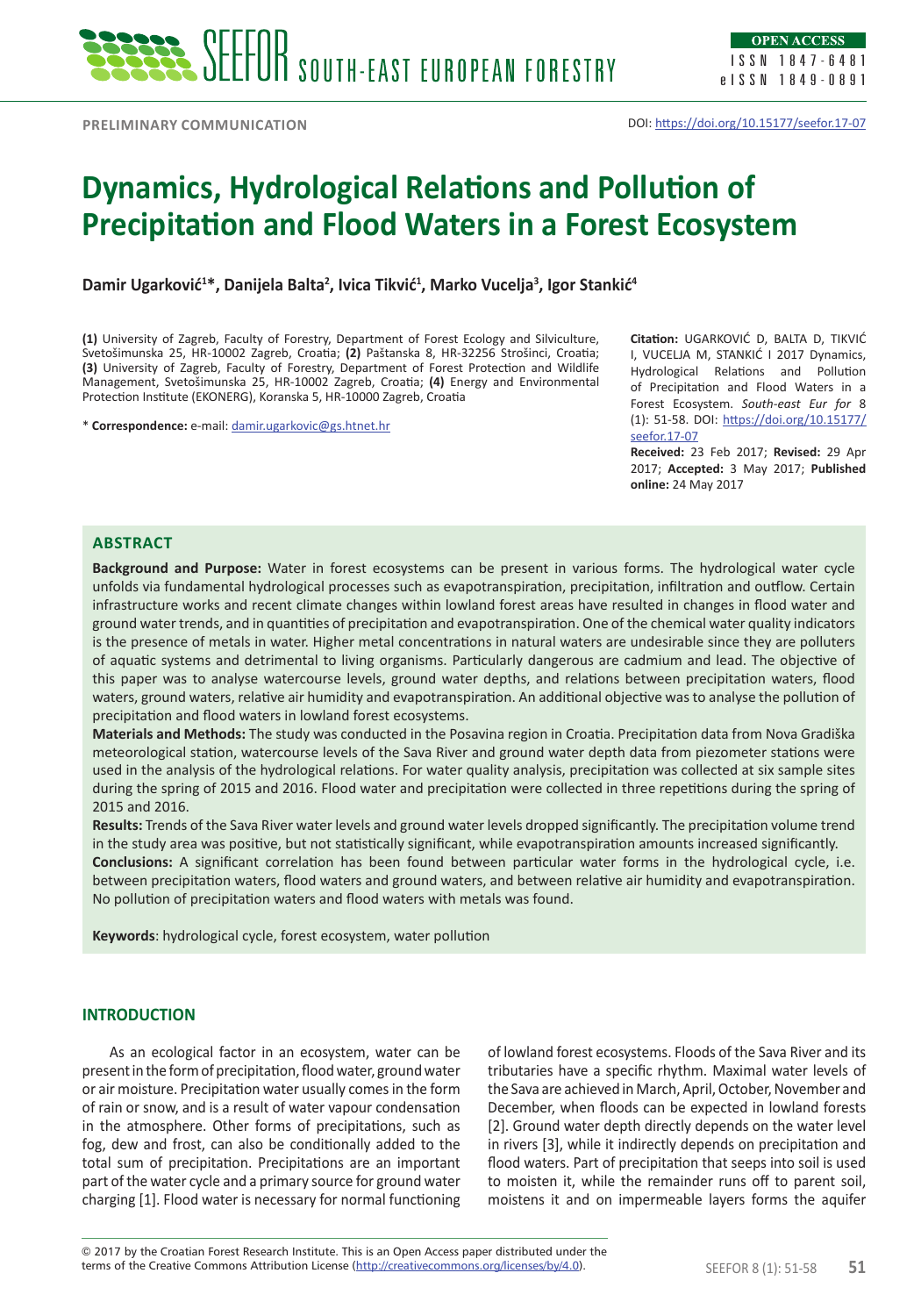PRELIMINARY COMMUNICATION

DOI: https://doi.org/10.15177/seefor.17-07

# Dynamics, Hydrological Relations and Pollution of Precipitation and Flood Waters in a Forest Ecosystem

**Damir Ugarković[1]*, Danijela Balta[2], Ivica Tikvić[1], Marko Vucelja[3], Igor Stankić[4]**

**(1)** University of Zagreb, Faculty of Forestry, Department of Forest Ecology and Silviculture, Svetošimunska 25, HR-10002 Zagreb, Croatia; **(2)** Paštanska 8, HR-32256 Strošinci, Croatia; **(3)** University of Zagreb, Faculty of Forestry, Department of Forest Protection and Wildlife Management, Svetošimunska 25, HR-10002 Zagreb, Croatia; **(4)** Energy and Environmental Protection Institute (EKONERG), Koranska 5, HR-10000 Zagreb, Croatia

* **Correspondence:** e-mail: damir.ugarkovic@gs.htnet.hr

**Citation:** UGARKOVIĆ D, BALTA D, TIKVIĆ I, VUCELJA M, STANKIĆ I 2017 Dynamics, Hydrological Relations and Pollution of Precipitation and Flood Waters in a Forest Ecosystem. *South-east Eur for* 8 (1): 51-58. DOI: https://doi.org/10.15177/seefor.17-07

**Received:** 23 Feb 2017; **Revised:** 29 Apr 2017; **Accepted:** 3 May 2017; **Published online:** 24 May 2017

## ABSTRACT

**Background and Purpose:** Water in forest ecosystems can be present in various forms. The hydrological water cycle unfolds via fundamental hydrological processes such as evapotranspiration, precipitation, infiltration and outflow. Certain infrastructure works and recent climate changes within lowland forest areas have resulted in changes in flood water and ground water trends, and in quantities of precipitation and evapotranspiration. One of the chemical water quality indicators is the presence of metals in water. Higher metal concentrations in natural waters are undesirable since they are polluters of aquatic systems and detrimental to living organisms. Particularly dangerous are cadmium and lead. The objective of this paper was to analyse watercourse levels, ground water depths, and relations between precipitation waters, flood waters, ground waters, relative air humidity and evapotranspiration. An additional objective was to analyse the pollution of precipitation and flood waters in lowland forest ecosystems.

**Materials and Methods:** The study was conducted in the Posavina region in Croatia. Precipitation data from Nova Gradiška meteorological station, watercourse levels of the Sava River and ground water depth data from piezometer stations were used in the analysis of the hydrological relations. For water quality analysis, precipitation was collected at six sample sites during the spring of 2015 and 2016. Flood water and precipitation were collected in three repetitions during the spring of 2015 and 2016.

**Results:** Trends of the Sava River water levels and ground water levels dropped significantly. The precipitation volume trend in the study area was positive, but not statistically significant, while evapotranspiration amounts increased significantly.

**Conclusions:** A significant correlation has been found between particular water forms in the hydrological cycle, i.e. between precipitation waters, flood waters and ground waters, and between relative air humidity and evapotranspiration. No pollution of precipitation waters and flood waters with metals was found.

**Keywords**: hydrological cycle, forest ecosystem, water pollution

## INTRODUCTION

As an ecological factor in an ecosystem, water can be present in the form of precipitation, flood water, ground water or air moisture. Precipitation water usually comes in the form of rain or snow, and is a result of water vapour condensation in the atmosphere. Other forms of precipitations, such as fog, dew and frost, can also be conditionally added to the total sum of precipitation. Precipitations are an important part of the water cycle and a primary source for ground water charging [1]. Flood water is necessary for normal functioning of lowland forest ecosystems. Floods of the Sava River and its tributaries have a specific rhythm. Maximal water levels of the Sava are achieved in March, April, October, November and December, when floods can be expected in lowland forests [2]. Ground water depth directly depends on the water level in rivers [3], while it indirectly depends on precipitation and flood waters. Part of precipitation that seeps into soil is used to moisten it, while the remainder runs off to parent soil, moistens it and on impermeable layers forms the aquifer

© 2017 by the Croatian Forest Research Institute. This is an Open Access paper distributed under the terms of the Creative Commons Attribution License (http://creativecommons.org/licenses/by/4.0).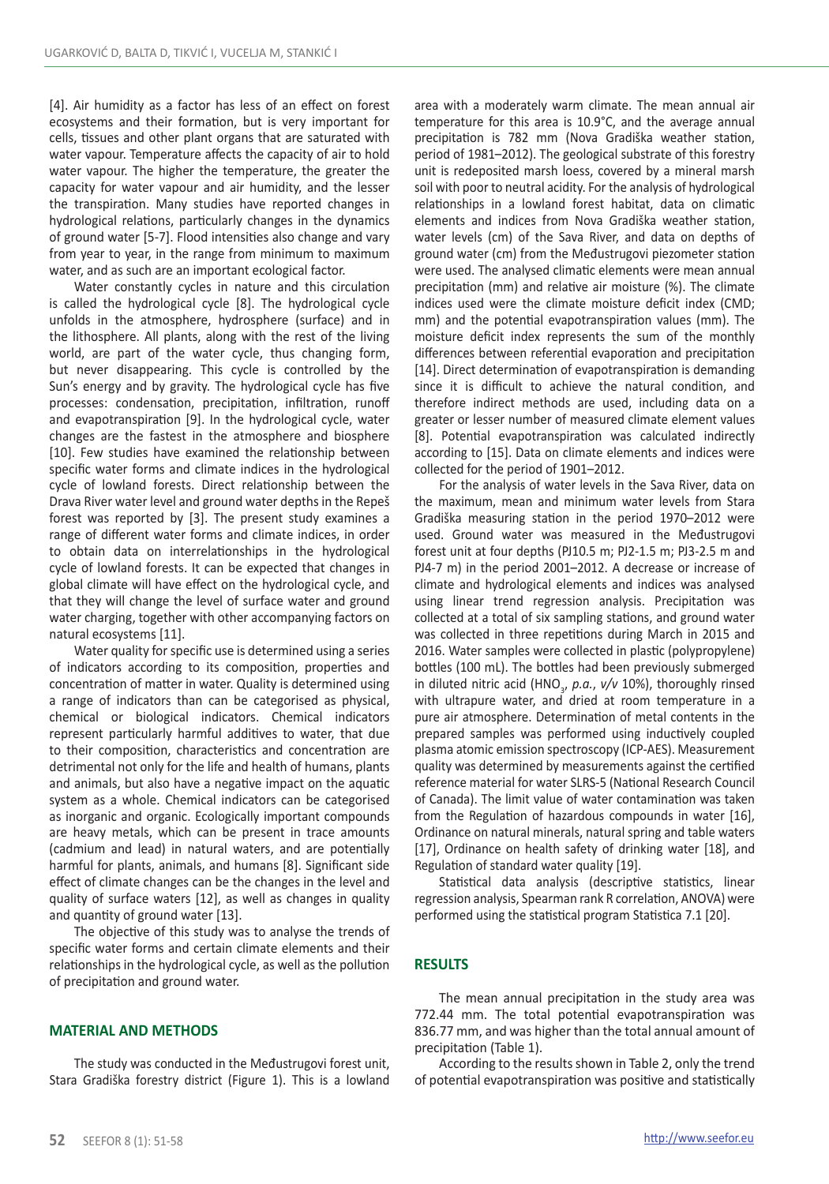[4]. Air humidity as a factor has less of an effect on forest ecosystems and their formation, but is very important for cells, tissues and other plant organs that are saturated with water vapour. Temperature affects the capacity of air to hold water vapour. The higher the temperature, the greater the capacity for water vapour and air humidity, and the lesser the transpiration. Many studies have reported changes in hydrological relations, particularly changes in the dynamics of ground water [5-7]. Flood intensities also change and vary from year to year, in the range from minimum to maximum water, and as such are an important ecological factor.

Water constantly cycles in nature and this circulation is called the hydrological cycle [8]. The hydrological cycle unfolds in the atmosphere, hydrosphere (surface) and in the lithosphere. All plants, along with the rest of the living world, are part of the water cycle, thus changing form, but never disappearing. This cycle is controlled by the Sun's energy and by gravity. The hydrological cycle has five processes: condensation, precipitation, infiltration, runoff and evapotranspiration [9]. In the hydrological cycle, water changes are the fastest in the atmosphere and biosphere [10]. Few studies have examined the relationship between specific water forms and climate indices in the hydrological cycle of lowland forests. Direct relationship between the Drava River water level and ground water depths in the Repeš forest was reported by [3]. The present study examines a range of different water forms and climate indices, in order to obtain data on interrelationships in the hydrological cycle of lowland forests. It can be expected that changes in global climate will have effect on the hydrological cycle, and that they will change the level of surface water and ground water charging, together with other accompanying factors on natural ecosystems [11].

Water quality for specific use is determined using a series of indicators according to its composition, properties and concentration of matter in water. Quality is determined using a range of indicators than can be categorised as physical, chemical or biological indicators. Chemical indicators represent particularly harmful additives to water, that due to their composition, characteristics and concentration are detrimental not only for the life and health of humans, plants and animals, but also have a negative impact on the aquatic system as a whole. Chemical indicators can be categorised as inorganic and organic. Ecologically important compounds are heavy metals, which can be present in trace amounts (cadmium and lead) in natural waters, and are potentially harmful for plants, animals, and humans [8]. Significant side effect of climate changes can be the changes in the level and quality of surface waters [12], as well as changes in quality and quantity of ground water [13].

The objective of this study was to analyse the trends of specific water forms and certain climate elements and their relationships in the hydrological cycle, as well as the pollution of precipitation and ground water.

## MATERIAL AND METHODS

The study was conducted in the Međustrugovi forest unit, Stara Gradiška forestry district (Figure 1). This is a lowland area with a moderately warm climate. The mean annual air temperature for this area is 10.9°C, and the average annual precipitation is 782 mm (Nova Gradiška weather station, period of 1981–2012). The geological substrate of this forestry unit is redeposited marsh loess, covered by a mineral marsh soil with poor to neutral acidity. For the analysis of hydrological relationships in a lowland forest habitat, data on climatic elements and indices from Nova Gradiška weather station, water levels (cm) of the Sava River, and data on depths of ground water (cm) from the Međustrugovi piezometer station were used. The analysed climatic elements were mean annual precipitation (mm) and relative air moisture (%). The climate indices used were the climate moisture deficit index (CMD; mm) and the potential evapotranspiration values (mm). The moisture deficit index represents the sum of the monthly differences between referential evaporation and precipitation [14]. Direct determination of evapotranspiration is demanding since it is difficult to achieve the natural condition, and therefore indirect methods are used, including data on a greater or lesser number of measured climate element values [8]. Potential evapotranspiration was calculated indirectly according to [15]. Data on climate elements and indices were collected for the period of 1901–2012.

For the analysis of water levels in the Sava River, data on the maximum, mean and minimum water levels from Stara Gradiška measuring station in the period 1970–2012 were used. Ground water was measured in the Međustrugovi forest unit at four depths (PJ10.5 m; PJ2-1.5 m; PJ3-2.5 m and PJ4-7 m) in the period 2001–2012. A decrease or increase of climate and hydrological elements and indices was analysed using linear trend regression analysis. Precipitation was collected at a total of six sampling stations, and ground water was collected in three repetitions during March in 2015 and 2016. Water samples were collected in plastic (polypropylene) bottles (100 mL). The bottles had been previously submerged in diluted nitric acid ($HNO_3$, *p.a.*, *v/v* 10%), thoroughly rinsed with ultrapure water, and dried at room temperature in a pure air atmosphere. Determination of metal contents in the prepared samples was performed using inductively coupled plasma atomic emission spectroscopy (ICP-AES). Measurement quality was determined by measurements against the certified reference material for water SLRS-5 (National Research Council of Canada). The limit value of water contamination was taken from the Regulation of hazardous compounds in water [16], Ordinance on natural minerals, natural spring and table waters [17], Ordinance on health safety of drinking water [18], and Regulation of standard water quality [19].

Statistical data analysis (descriptive statistics, linear regression analysis, Spearman rank R correlation, ANOVA) were performed using the statistical program Statistica 7.1 [20].

## RESULTS

The mean annual precipitation in the study area was 772.44 mm. The total potential evapotranspiration was 836.77 mm, and was higher than the total annual amount of precipitation (Table 1).

According to the results shown in Table 2, only the trend of potential evapotranspiration was positive and statistically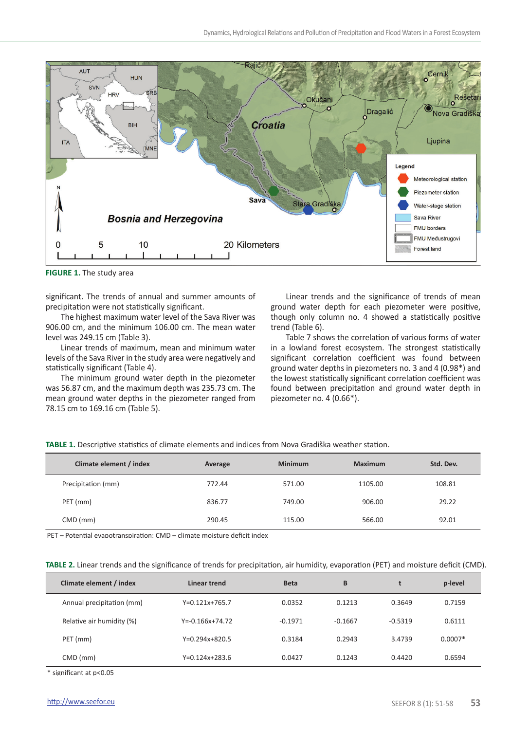FIGURE 1. The study area

significant. The trends of annual and summer amounts of precipitation were not statistically significant.

The highest maximum water level of the Sava River was 906.00 cm, and the minimum 106.00 cm. The mean water level was 249.15 cm (Table 3).

Linear trends of maximum, mean and minimum water levels of the Sava River in the study area were negatively and statistically significant (Table 4).

The minimum ground water depth in the piezometer was 56.87 cm, and the maximum depth was 235.73 cm. The mean ground water depths in the piezometers ranged from 78.15 cm to 169.16 cm (Table 5).

Linear trends and the significance of trends of mean ground water depth for each piezometer were positive, though only column no. 4 showed a statistically positive trend (Table 6).

Table 7 shows the correlation of various forms of water in a lowland forest ecosystem. The strongest statistically significant correlation coefficient was found between ground water depths in piezometers no. 3 and 4 (0.98*) and the lowest statistically significant correlation coefficient was found between precipitation and ground water depth in piezometer no. 4 (0.66*).

**TABLE 1.** Descriptive statistics of climate elements and indices from Nova Gradiška weather station.

| Climate element / index | Average | Minimum | Maximum | Std. Dev. |
|---|---|---|---|---|
| Precipitation (mm) | 772.44 | 571.00 | 1105.00 | 108.81 |
| PET (mm) | 836.77 | 749.00 | 906.00 | 29.22 |
| CMD (mm) | 290.45 | 115.00 | 566.00 | 92.01 |

PET – Potential evapotranspiration; CMD – climate moisture deficit index

**TABLE 2.** Linear trends and the significance of trends for precipitation, air humidity, evaporation (PET) and moisture deficit (CMD).

| Climate element / index | Linear trend | Beta | B | t | p-level |
|---|---|---|---|---|---|
| Annual precipitation (mm) | Y=0.121x+765.7 | 0.0352 | 0.1213 | 0.3649 | 0.7159 |
| Relative air humidity (%) | Y=-0.166x+74.72 | -0.1971 | -0.1667 | -0.5319 | 0.6111 |
| PET (mm) | Y=0.294x+820.5 | 0.3184 | 0.2943 | 3.4739 | 0.0007* |
| CMD (mm) | Y=0.124x+283.6 | 0.0427 | 0.1243 | 0.4420 | 0.6594 |

* significant at p<0.05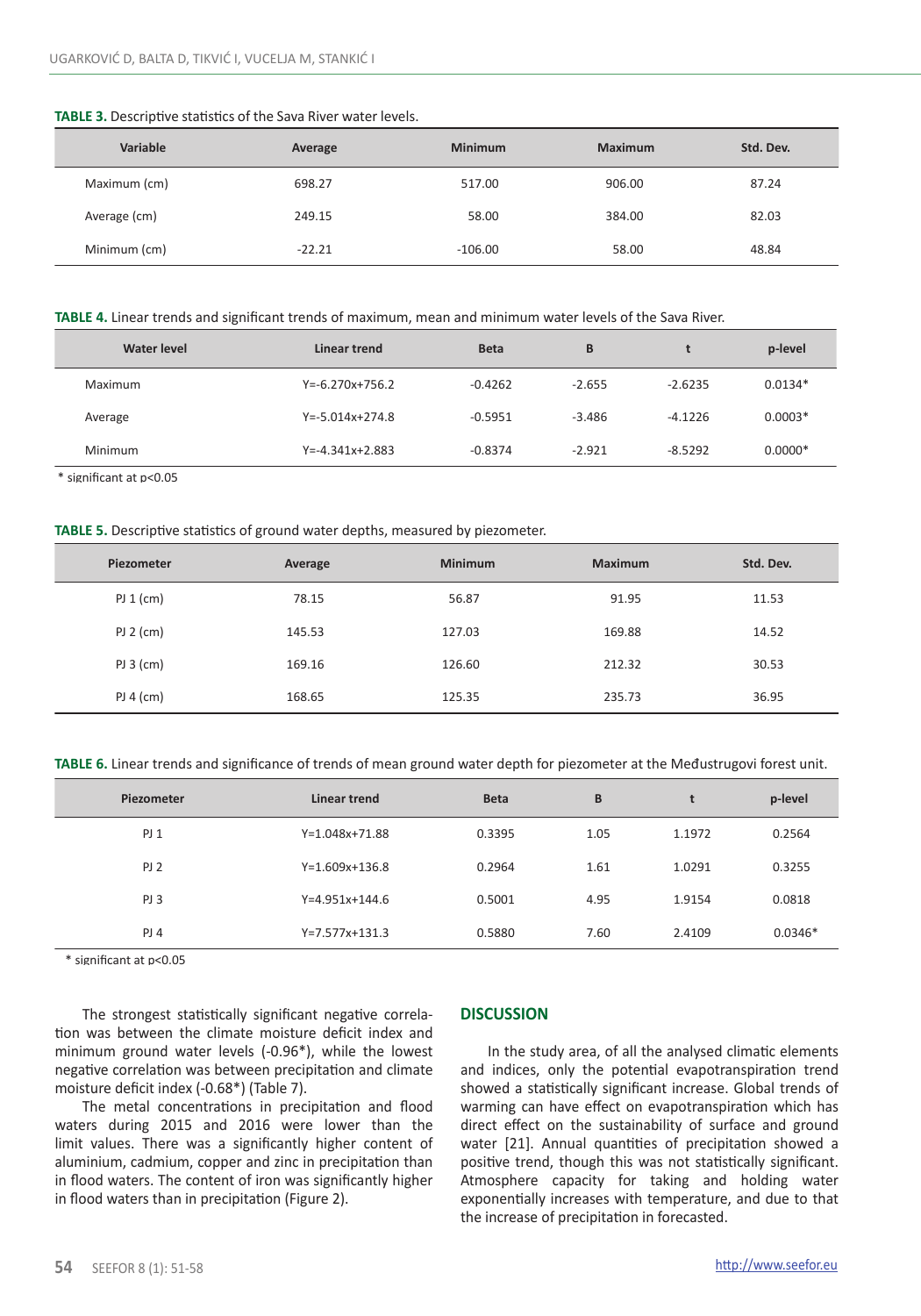**TABLE 3.** Descriptive statistics of the Sava River water levels.

| Variable | Average | Minimum | Maximum | Std. Dev. |
|---|---|---|---|---|
| Maximum (cm) | 698.27 | 517.00 | 906.00 | 87.24 |
| Average (cm) | 249.15 | 58.00 | 384.00 | 82.03 |
| Minimum (cm) | -22.21 | -106.00 | 58.00 | 48.84 |

**TABLE 4.** Linear trends and significant trends of maximum, mean and minimum water levels of the Sava River.

| Water level | Linear trend | Beta | B | t | p-level |
|---|---|---|---|---|---|
| Maximum | Y=-6.270x+756.2 | -0.4262 | -2.655 | -2.6235 | 0.0134* |
| Average | Y=-5.014x+274.8 | -0.5951 | -3.486 | -4.1226 | 0.0003* |
| Minimum | Y=-4.341x+2.883 | -0.8374 | -2.921 | -8.5292 | 0.0000* |

\* significant at p<0.05

**TABLE 5.** Descriptive statistics of ground water depths, measured by piezometer.

| Piezometer | Average | Minimum | Maximum | Std. Dev. |
|---|---|---|---|---|
| PJ 1 (cm) | 78.15 | 56.87 | 91.95 | 11.53 |
| PJ 2 (cm) | 145.53 | 127.03 | 169.88 | 14.52 |
| PJ 3 (cm) | 169.16 | 126.60 | 212.32 | 30.53 |
| PJ 4 (cm) | 168.65 | 125.35 | 235.73 | 36.95 |

**TABLE 6.** Linear trends and significance of trends of mean ground water depth for piezometer at the Međustrugovi forest unit.

| Piezometer | Linear trend | Beta | B | t | p-level |
|---|---|---|---|---|---|
| PJ 1 | Y=1.048x+71.88 | 0.3395 | 1.05 | 1.1972 | 0.2564 |
| PJ 2 | Y=1.609x+136.8 | 0.2964 | 1.61 | 1.0291 | 0.3255 |
| PJ 3 | Y=4.951x+144.6 | 0.5001 | 4.95 | 1.9154 | 0.0818 |
| PJ 4 | Y=7.577x+131.3 | 0.5880 | 7.60 | 2.4109 | 0.0346* |

\* significant at p<0.05

The strongest statistically significant negative correlation was between the climate moisture deficit index and minimum ground water levels (-0.96*), while the lowest negative correlation was between precipitation and climate moisture deficit index (-0.68*) (Table 7).

The metal concentrations in precipitation and flood waters during 2015 and 2016 were lower than the limit values. There was a significantly higher content of aluminium, cadmium, copper and zinc in precipitation than in flood waters. The content of iron was significantly higher in flood waters than in precipitation (Figure 2).

## DISCUSSION

In the study area, of all the analysed climatic elements and indices, only the potential evapotranspiration trend showed a statistically significant increase. Global trends of warming can have effect on evapotranspiration which has direct effect on the sustainability of surface and ground water [21]. Annual quantities of precipitation showed a positive trend, though this was not statistically significant. Atmosphere capacity for taking and holding water exponentially increases with temperature, and due to that the increase of precipitation in forecasted.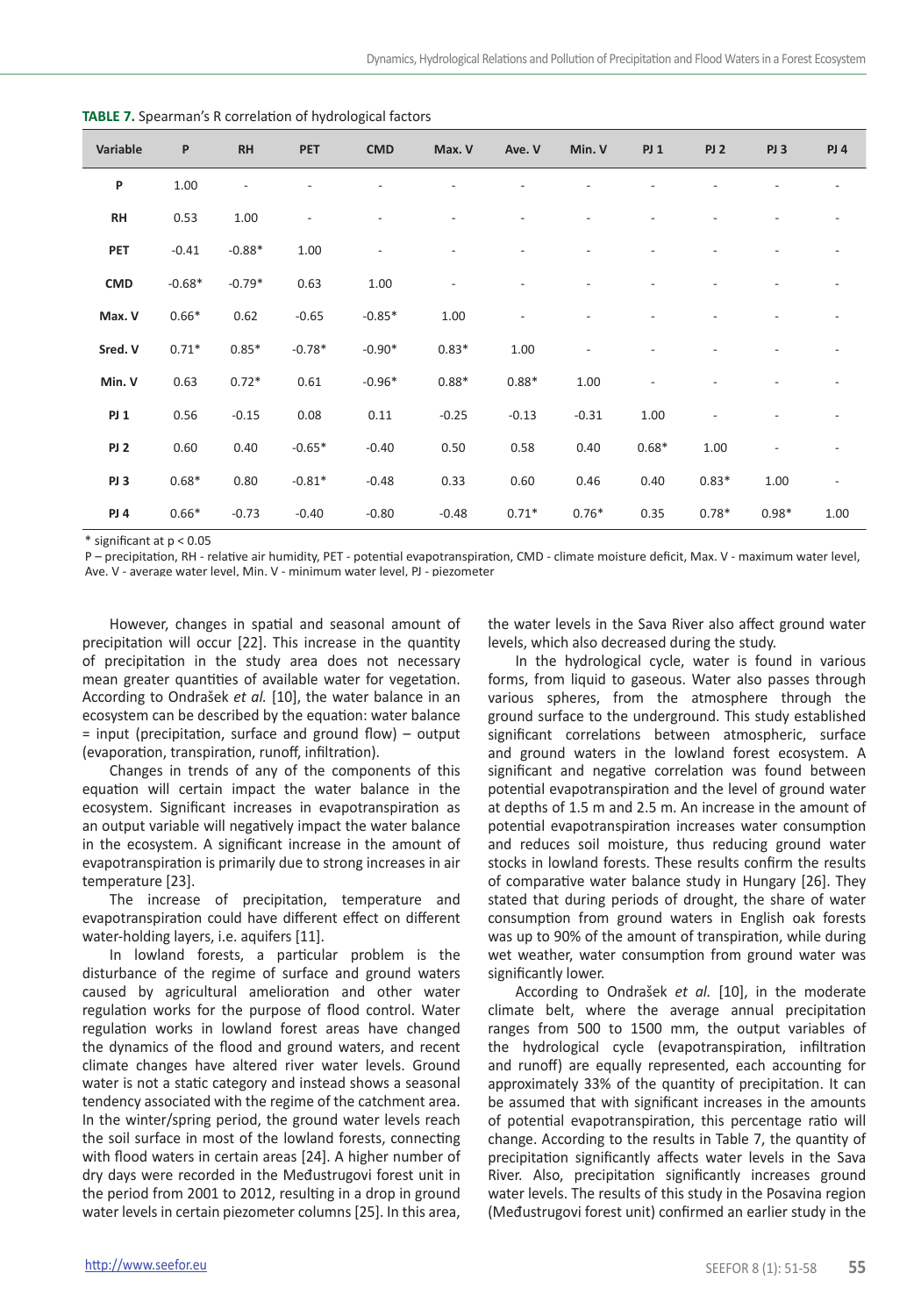**TABLE 7.** Spearman's R correlation of hydrological factors

| Variable | P | RH | PET | CMD | Max. V | Ave. V | Min. V | PJ 1 | PJ 2 | PJ 3 | PJ 4 |
|---|---|---|---|---|---|---|---|---|---|---|---|
| **P** | 1.00 | - | - | - | - | - | - | - | - | - | - |
| **RH** | 0.53 | 1.00 | - | - | - | - | - | - | - | - | - |
| **PET** | -0.41 | -0.88* | 1.00 | - | - | - | - | - | - | - | - |
| **CMD** | -0.68* | -0.79* | 0.63 | 1.00 | - | - | - | - | - | - | - |
| **Max. V** | 0.66* | 0.62 | -0.65 | -0.85* | 1.00 | - | - | - | - | - | - |
| **Sred. V** | 0.71* | 0.85* | -0.78* | -0.90* | 0.83* | 1.00 | - | - | - | - | - |
| **Min. V** | 0.63 | 0.72* | 0.61 | -0.96* | 0.88* | 0.88* | 1.00 | - | - | - | - |
| **PJ 1** | 0.56 | -0.15 | 0.08 | 0.11 | -0.25 | -0.13 | -0.31 | 1.00 | - | - | - |
| **PJ 2** | 0.60 | 0.40 | -0.65* | -0.40 | 0.50 | 0.58 | 0.40 | 0.68* | 1.00 | - | - |
| **PJ 3** | 0.68* | 0.80 | -0.81* | -0.48 | 0.33 | 0.60 | 0.46 | 0.40 | 0.83* | 1.00 | - |
| **PJ 4** | 0.66* | -0.73 | -0.40 | -0.80 | -0.48 | 0.71* | 0.76* | 0.35 | 0.78* | 0.98* | 1.00 |

* significant at $p < 0.05$

P – precipitation, RH - relative air humidity, PET - potential evapotranspiration, CMD - climate moisture deficit, Max. V - maximum water level, Ave. V - average water level, Min. V - minimum water level, PJ - piezometer

However, changes in spatial and seasonal amount of precipitation will occur [22]. This increase in the quantity of precipitation in the study area does not necessary mean greater quantities of available water for vegetation. According to Ondrašek *et al.* [10], the water balance in an ecosystem can be described by the equation: water balance = input (precipitation, surface and ground flow) – output (evaporation, transpiration, runoff, infiltration).

Changes in trends of any of the components of this equation will certain impact the water balance in the ecosystem. Significant increases in evapotranspiration as an output variable will negatively impact the water balance in the ecosystem. A significant increase in the amount of evapotranspiration is primarily due to strong increases in air temperature [23].

The increase of precipitation, temperature and evapotranspiration could have different effect on different water-holding layers, i.e. aquifers [11].

In lowland forests, a particular problem is the disturbance of the regime of surface and ground waters caused by agricultural amelioration and other water regulation works for the purpose of flood control. Water regulation works in lowland forest areas have changed the dynamics of the flood and ground waters, and recent climate changes have altered river water levels. Ground water is not a static category and instead shows a seasonal tendency associated with the regime of the catchment area. In the winter/spring period, the ground water levels reach the soil surface in most of the lowland forests, connecting with flood waters in certain areas [24]. A higher number of dry days were recorded in the Međustrugovi forest unit in the period from 2001 to 2012, resulting in a drop in ground water levels in certain piezometer columns [25]. In this area, the water levels in the Sava River also affect ground water levels, which also decreased during the study.

In the hydrological cycle, water is found in various forms, from liquid to gaseous. Water also passes through various spheres, from the atmosphere through the ground surface to the underground. This study established significant correlations between atmospheric, surface and ground waters in the lowland forest ecosystem. A significant and negative correlation was found between potential evapotranspiration and the level of ground water at depths of 1.5 m and 2.5 m. An increase in the amount of potential evapotranspiration increases water consumption and reduces soil moisture, thus reducing ground water stocks in lowland forests. These results confirm the results of comparative water balance study in Hungary [26]. They stated that during periods of drought, the share of water consumption from ground waters in English oak forests was up to 90% of the amount of transpiration, while during wet weather, water consumption from ground water was significantly lower.

According to Ondrašek *et al.* [10], in the moderate climate belt, where the average annual precipitation ranges from 500 to 1500 mm, the output variables of the hydrological cycle (evapotranspiration, infiltration and runoff) are equally represented, each accounting for approximately 33% of the quantity of precipitation. It can be assumed that with significant increases in the amounts of potential evapotranspiration, this percentage ratio will change. According to the results in Table 7, the quantity of precipitation significantly affects water levels in the Sava River. Also, precipitation significantly increases ground water levels. The results of this study in the Posavina region (Međustrugovi forest unit) confirmed an earlier study in the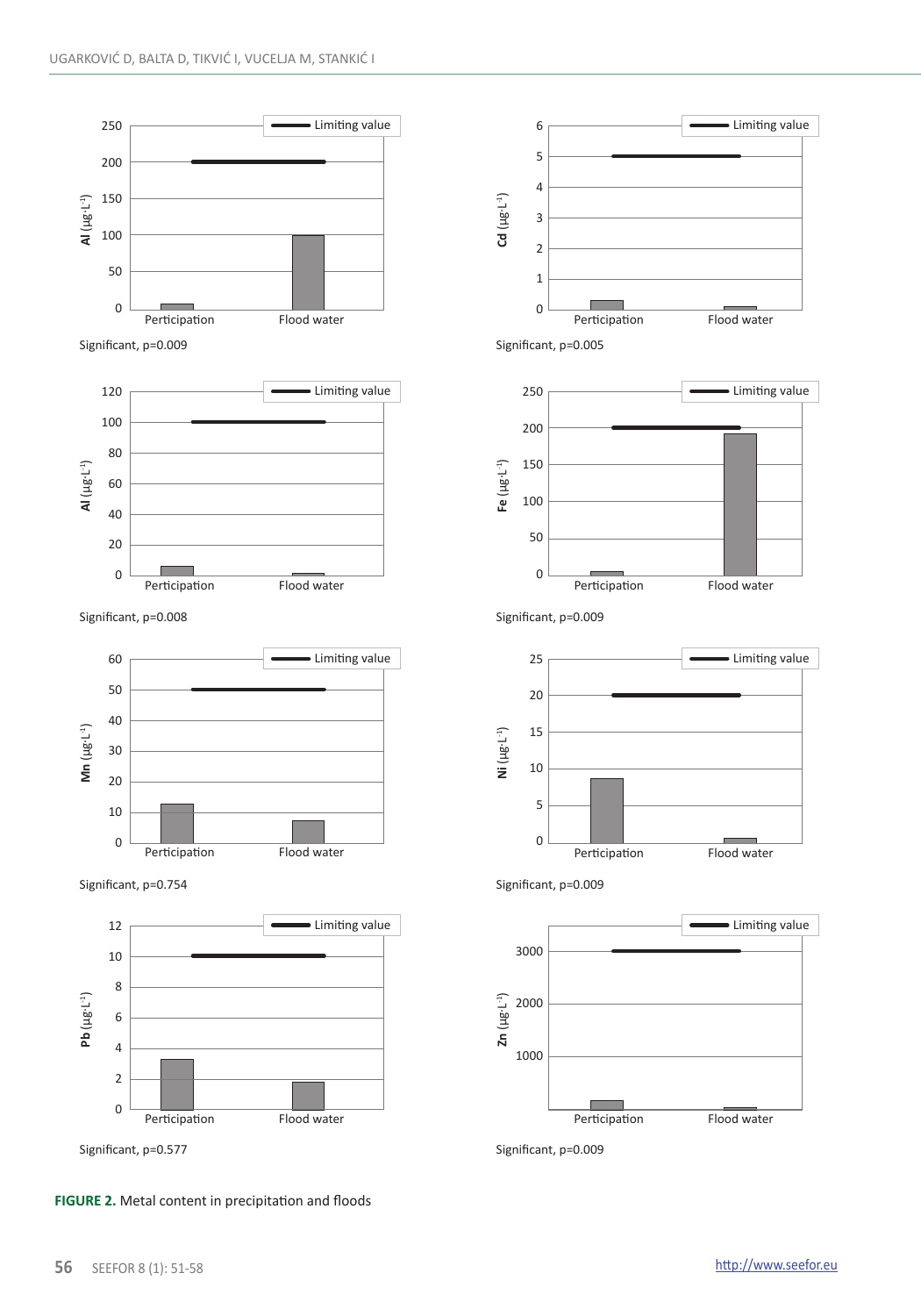Limiting value

250
200
150
100
50
0

Al (μg·L⁻¹)

Perticipation
Flood water

Significant, p=0.009

Limiting value

6
5
4
3
2
1
0

Cd (μg·L⁻¹)

Perticipation
Flood water

Significant, p=0.005

Limiting value

120
100
80
60
40
20
0

Al (μg·L⁻¹)

Perticipation
Flood water

Significant, p=0.008

Limiting value

250
200
150
100
50
0

Fe (μg·L⁻¹)

Perticipation
Flood water

Significant, p=0.009

Limiting value

60
50
40
30
20
10
0

Mn (μg·L⁻¹)

Perticipation
Flood water

Significant, p=0.754

Limiting value

25
20
15
10
5
0

Ni (μg·L⁻¹)

Perticipation
Flood water

Significant, p=0.009

Limiting value

12
10
8
6
4
2
0

Pb (μg·L⁻¹)

Perticipation
Flood water

Significant, p=0.577

Limiting value

3000
2000
1000

Zn (μg·L⁻¹)

Perticipation
Flood water

Significant, p=0.009

**FIGURE 2.** Metal content in precipitation and floods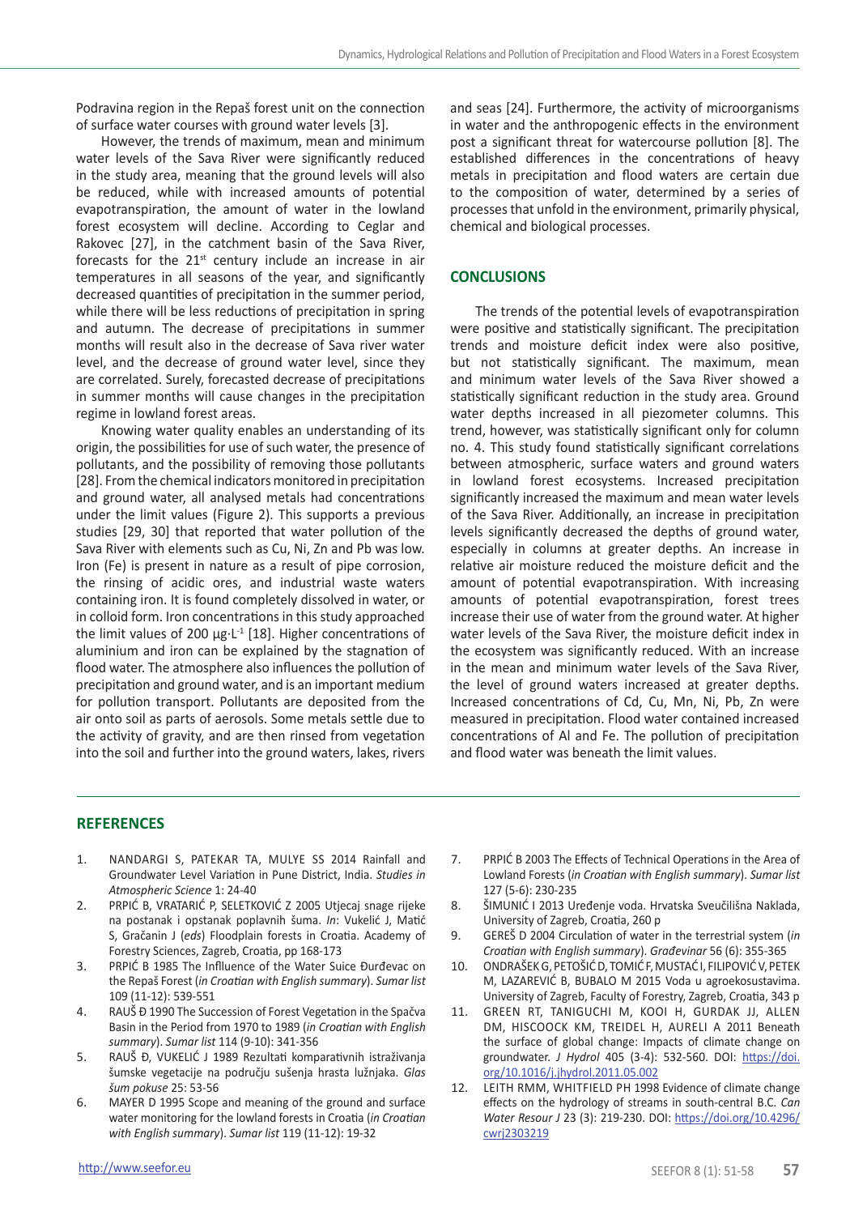Podravina region in the Repaš forest unit on the connection of surface water courses with ground water levels [3].

However, the trends of maximum, mean and minimum water levels of the Sava River were significantly reduced in the study area, meaning that the ground levels will also be reduced, while with increased amounts of potential evapotranspiration, the amount of water in the lowland forest ecosystem will decline. According to Ceglar and Rakovec [27], in the catchment basin of the Sava River, forecasts for the 21st century include an increase in air temperatures in all seasons of the year, and significantly decreased quantities of precipitation in the summer period, while there will be less reductions of precipitation in spring and autumn. The decrease of precipitations in summer months will result also in the decrease of Sava river water level, and the decrease of ground water level, since they are correlated. Surely, forecasted decrease of precipitations in summer months will cause changes in the precipitation regime in lowland forest areas.

Knowing water quality enables an understanding of its origin, the possibilities for use of such water, the presence of pollutants, and the possibility of removing those pollutants [28]. From the chemical indicators monitored in precipitation and ground water, all analysed metals had concentrations under the limit values (Figure 2). This supports a previous studies [29, 30] that reported that water pollution of the Sava River with elements such as Cu, Ni, Zn and Pb was low. Iron (Fe) is present in nature as a result of pipe corrosion, the rinsing of acidic ores, and industrial waste waters containing iron. It is found completely dissolved in water, or in colloid form. Iron concentrations in this study approached the limit values of 200 $\mu g \cdot L^{-1}$ [18]. Higher concentrations of aluminium and iron can be explained by the stagnation of flood water. The atmosphere also influences the pollution of precipitation and ground water, and is an important medium for pollution transport. Pollutants are deposited from the air onto soil as parts of aerosols. Some metals settle due to the activity of gravity, and are then rinsed from vegetation into the soil and further into the ground waters, lakes, rivers and seas [24]. Furthermore, the activity of microorganisms in water and the anthropogenic effects in the environment post a significant threat for watercourse pollution [8]. The established differences in the concentrations of heavy metals in precipitation and flood waters are certain due to the composition of water, determined by a series of processes that unfold in the environment, primarily physical, chemical and biological processes.

## CONCLUSIONS

The trends of the potential levels of evapotranspiration were positive and statistically significant. The precipitation trends and moisture deficit index were also positive, but not statistically significant. The maximum, mean and minimum water levels of the Sava River showed a statistically significant reduction in the study area. Ground water depths increased in all piezometer columns. This trend, however, was statistically significant only for column no. 4. This study found statistically significant correlations between atmospheric, surface waters and ground waters in lowland forest ecosystems. Increased precipitation significantly increased the maximum and mean water levels of the Sava River. Additionally, an increase in precipitation levels significantly decreased the depths of ground water, especially in columns at greater depths. An increase in relative air moisture reduced the moisture deficit and the amount of potential evapotranspiration. With increasing amounts of potential evapotranspiration, forest trees increase their use of water from the ground water. At higher water levels of the Sava River, the moisture deficit index in the ecosystem was significantly reduced. With an increase in the mean and minimum water levels of the Sava River, the level of ground waters increased at greater depths. Increased concentrations of Cd, Cu, Mn, Ni, Pb, Zn were measured in precipitation. Flood water contained increased concentrations of Al and Fe. The pollution of precipitation and flood water was beneath the limit values.

## REFERENCES

1. NANDARGI S, PATEKAR TA, MULYE SS 2014 Rainfall and Groundwater Level Variation in Pune District, India. *Studies in Atmospheric Science* 1: 24-40
2. PRPIĆ B, VRATARIĆ P, SELETKOVIĆ Z 2005 Utjecaj snage rijeke na postanak i opstanak poplavnih šuma. *In*: Vukelić J, Matić S, Gračanin J (*eds*) Floodplain forests in Croatia. Academy of Forestry Sciences, Zagreb, Croatia, pp 168-173
3. PRPIĆ B 1985 The Infflluence of the Water Suice Đurđevac on the Repaš Forest (*in Croatian with English summary*). *Sumar list* 109 (11-12): 539-551
4. RAUŠ Đ 1990 The Succession of Forest Vegetation in the Spačva Basin in the Period from 1970 to 1989 (*in Croatian with English summary*). *Sumar list* 114 (9-10): 341-356
5. RAUŠ Đ, VUKELIĆ J 1989 Rezultati komparativnih istraživanja šumske vegetacije na području sušenja hrasta lužnjaka. *Glas šum pokuse* 25: 53-56
6. MAYER D 1995 Scope and meaning of the ground and surface water monitoring for the lowland forests in Croatia (*in Croatian with English summary*). *Sumar list* 119 (11-12): 19-32
7. PRPIĆ B 2003 The Effects of Technical Operations in the Area of Lowland Forests (*in Croatian with English summary*). *Sumar list* 127 (5-6): 230-235
8. ŠIMUNIĆ I 2013 Uređenje voda. Hrvatska Sveučilišna Naklada, University of Zagreb, Croatia, 260 p
9. GEREŠ D 2004 Circulation of water in the terrestrial system (*in Croatian with English summary*). *Građevinar* 56 (6): 355-365
10. ONDRAŠEK G, PETOŠIĆ D, TOMIĆ F, MUSTAĆ I, FILIPOVIĆ V, PETEK M, LAZAREVIĆ B, BUBALO M 2015 Voda u agroekosustavima. University of Zagreb, Faculty of Forestry, Zagreb, Croatia, 343 p
11. GREEN RT, TANIGUCHI M, KOOI H, GURDAK JJ, ALLEN DM, HISCOOCK KM, TREIDEL H, AURELI A 2011 Beneath the surface of global change: Impacts of climate change on groundwater. *J Hydrol* 405 (3-4): 532-560. DOI: https://doi.org/10.1016/j.jhydrol.2011.05.002
12. LEITH RMM, WHITFIELD PH 1998 Evidence of climate change effects on the hydrology of streams in south-central B.C. *Can Water Resour J* 23 (3): 219-230. DOI: https://doi.org/10.4296/cwrj2303219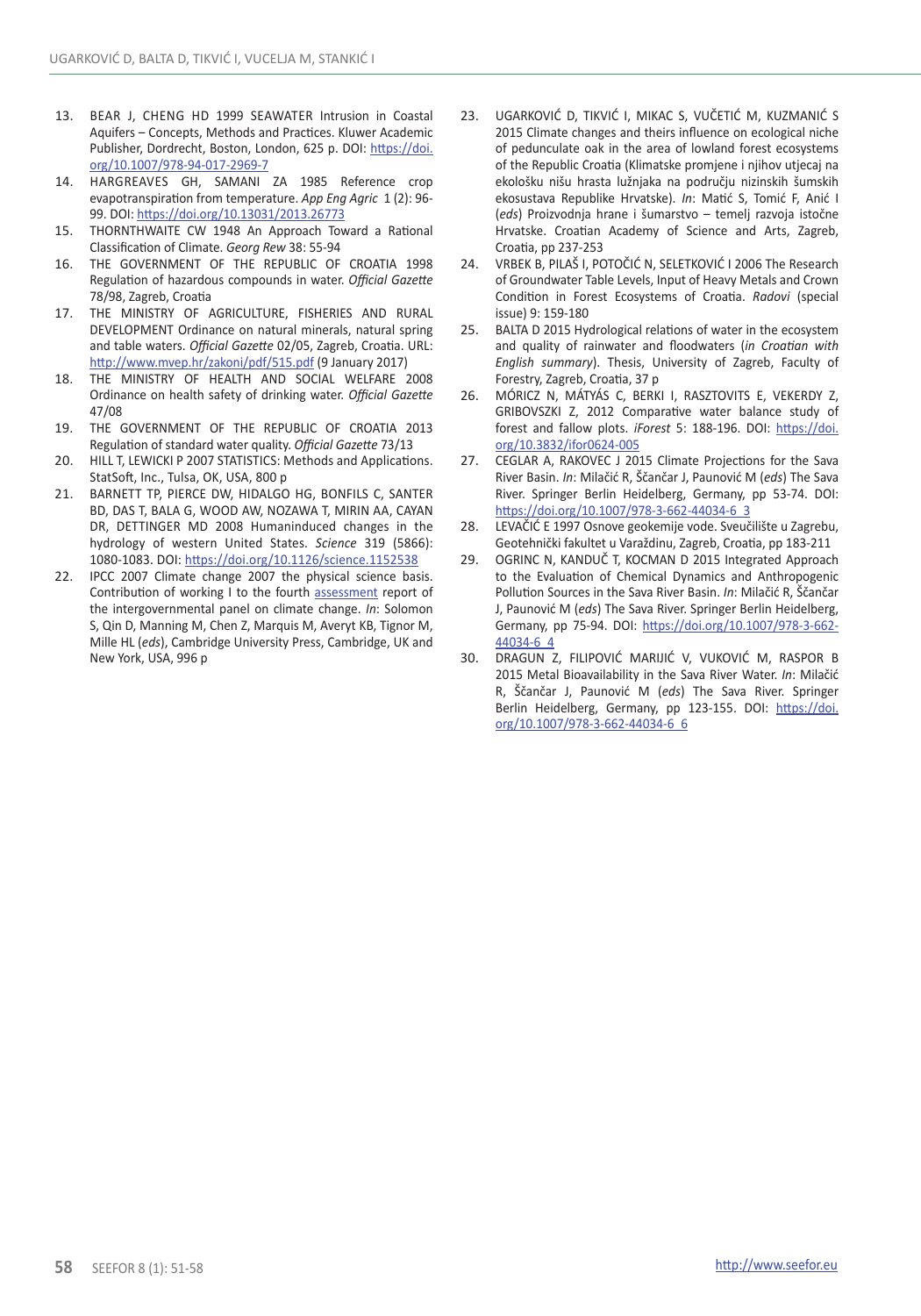13. BEAR J, CHENG HD 1999 SEAWATER Intrusion in Coastal Aquifers – Concepts, Methods and Practices. Kluwer Academic Publisher, Dordrecht, Boston, London, 625 p. DOI: https://doi.org/10.1007/978-94-017-2969-7
14. HARGREAVES GH, SAMANI ZA 1985 Reference crop evapotranspiration from temperature. *App Eng Agric* 1 (2): 96-99. DOI: https://doi.org/10.13031/2013.26773
15. THORNTHWAITE CW 1948 An Approach Toward a Rational Classification of Climate. *Georg Rew* 38: 55-94
16. THE GOVERNMENT OF THE REPUBLIC OF CROATIA 1998 Regulation of hazardous compounds in water. *Official Gazette* 78/98, Zagreb, Croatia
17. THE MINISTRY OF AGRICULTURE, FISHERIES AND RURAL DEVELOPMENT Ordinance on natural minerals, natural spring and table waters. *Official Gazette* 02/05, Zagreb, Croatia. URL: http://www.mvep.hr/zakoni/pdf/515.pdf (9 January 2017)
18. THE MINISTRY OF HEALTH AND SOCIAL WELFARE 2008 Ordinance on health safety of drinking water. *Official Gazette* 47/08
19. THE GOVERNMENT OF THE REPUBLIC OF CROATIA 2013 Regulation of standard water quality. *Official Gazette* 73/13
20. HILL T, LEWICKI P 2007 STATISTICS: Methods and Applications. StatSoft, Inc., Tulsa, OK, USA, 800 p
21. BARNETT TP, PIERCE DW, HIDALGO HG, BONFILS C, SANTER BD, DAS T, BALA G, WOOD AW, NOZAWA T, MIRIN AA, CAYAN DR, DETTINGER MD 2008 Humaninduced changes in the hydrology of western United States. *Science* 319 (5866): 1080-1083. DOI: https://doi.org/10.1126/science.1152538
22. IPCC 2007 Climate change 2007 the physical science basis. Contribution of working I to the fourth assessment report of the intergovernmental panel on climate change. *In*: Solomon S, Qin D, Manning M, Chen Z, Marquis M, Averyt KB, Tignor M, Mille HL (*eds*), Cambridge University Press, Cambridge, UK and New York, USA, 996 p
23. UGARKOVIĆ D, TIKVIĆ I, MIKAC S, VUČETIĆ M, KUZMANIĆ S 2015 Climate changes and theirs influence on ecological niche of pedunculate oak in the area of lowland forest ecosystems of the Republic Croatia (Klimatske promjene i njihov utjecaj na ekološku nišu hrasta lužnjaka na području nizinskih šumskih ekosustava Republike Hrvatske). *In*: Matić S, Tomić F, Anić I (*eds*) Proizvodnja hrane i šumarstvo – temelj razvoja istočne Hrvatske. Croatian Academy of Science and Arts, Zagreb, Croatia, pp 237-253
24. VRBEK B, PILAŠ I, POTOČIĆ N, SELETKOVIĆ I 2006 The Research of Groundwater Table Levels, Input of Heavy Metals and Crown Condition in Forest Ecosystems of Croatia. *Radovi* (special issue) 9: 159-180
25. BALTA D 2015 Hydrological relations of water in the ecosystem and quality of rainwater and floodwaters (*in Croatian with English summary*). Thesis, University of Zagreb, Faculty of Forestry, Zagreb, Croatia, 37 p
26. MÓRICZ N, MÁTYÁS C, BERKI I, RASZTOVITS E, VEKERDY Z, GRIBOVSZKI Z, 2012 Comparative water balance study of forest and fallow plots. *iForest* 5: 188-196. DOI: https://doi.org/10.3832/ifor0624-005
27. CEGLAR A, RAKOVEC J 2015 Climate Projections for the Sava River Basin. *In*: Milačić R, Ščančar J, Paunović M (*eds*) The Sava River. Springer Berlin Heidelberg, Germany, pp 53-74. DOI: https://doi.org/10.1007/978-3-662-44034-6_3
28. LEVAČIĆ E 1997 Osnove geokemije vode. Sveučilište u Zagrebu, Geotehnički fakultet u Varaždinu, Zagreb, Croatia, pp 183-211
29. OGRINC N, KANDUČ T, KOCMAN D 2015 Integrated Approach to the Evaluation of Chemical Dynamics and Anthropogenic Pollution Sources in the Sava River Basin. *In*: Milačić R, Ščančar J, Paunović M (*eds*) The Sava River. Springer Berlin Heidelberg, Germany, pp 75-94. DOI: https://doi.org/10.1007/978-3-662-44034-6_4
30. DRAGUN Z, FILIPOVIĆ MARIJIĆ V, VUKOVIĆ M, RASPOR B 2015 Metal Bioavailability in the Sava River Water. *In*: Milačić R, Ščančar J, Paunović M (*eds*) The Sava River. Springer Berlin Heidelberg, Germany, pp 123-155. DOI: https://doi.org/10.1007/978-3-662-44034-6_6